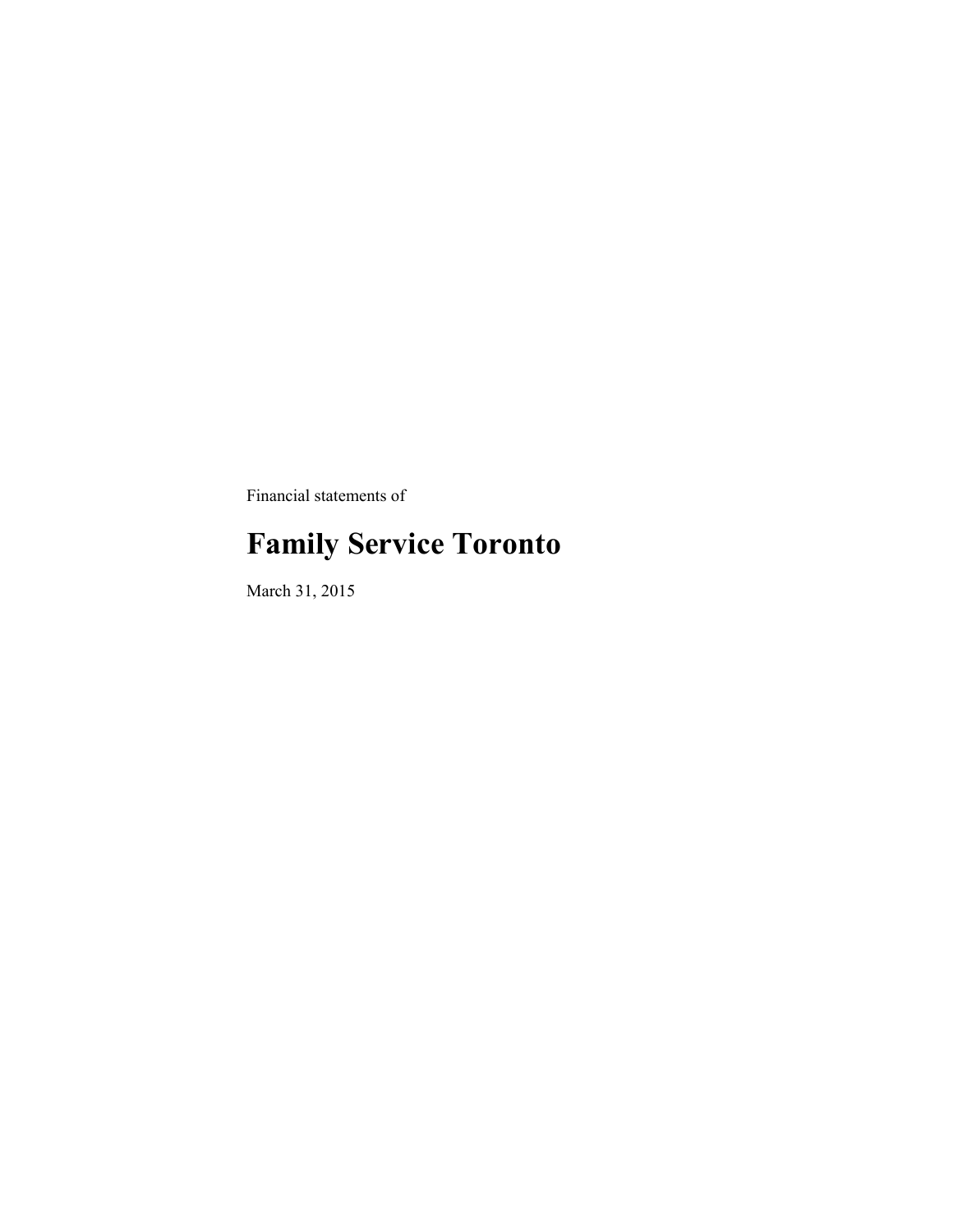Financial statements of

# Family Service Toronto

March 31, 2015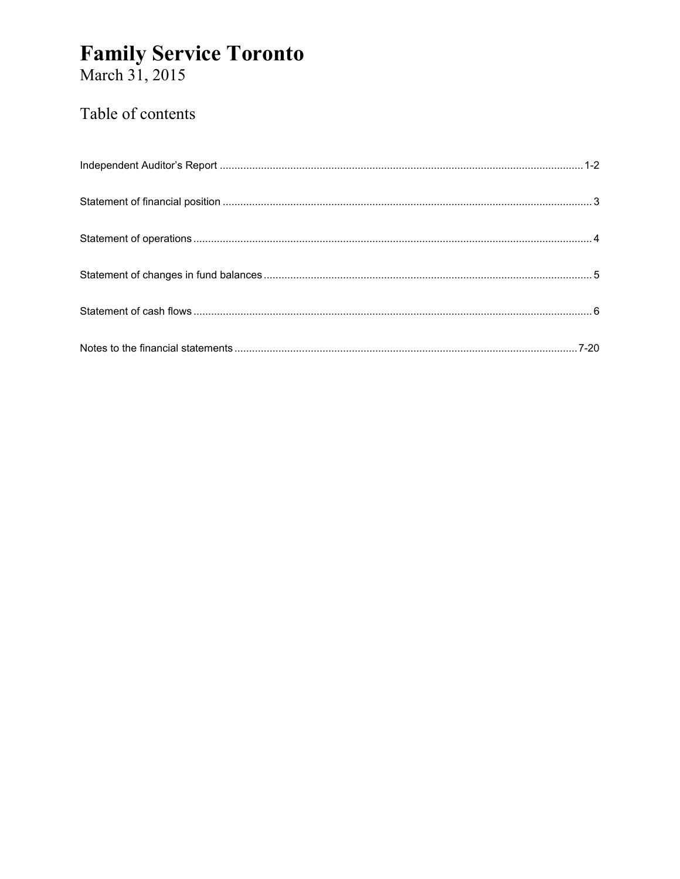# Family Service Toronto

March 31, 2015

## Table of contents

| | |
|---|---|
| Independent Auditor's Report | 1-2 |
| Statement of financial position | 3 |
| Statement of operations | 4 |
| Statement of changes in fund balances | 5 |
| Statement of cash flows | 6 |
| Notes to the financial statements | 7-20 |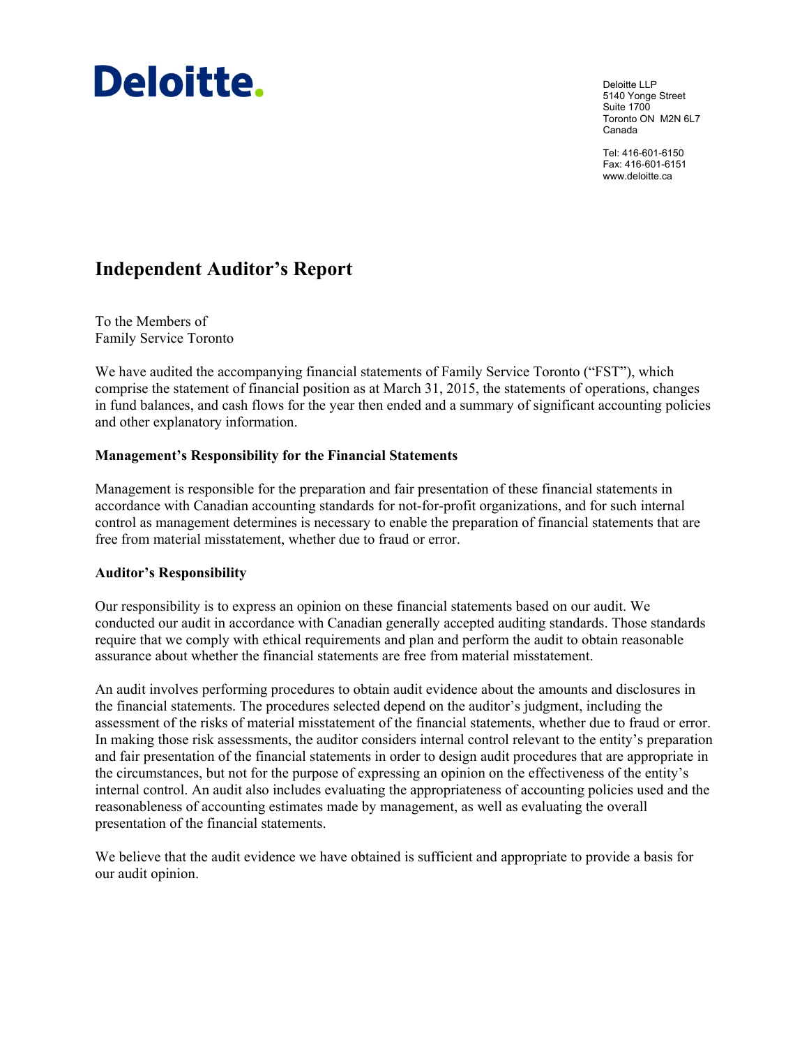Deloitte.

Deloitte LLP
5140 Yonge Street
Suite 1700
Toronto ON M2N 6L7
Canada

Tel: 416-601-6150
Fax: 416-601-6151
www.deloitte.ca

# Independent Auditor's Report

To the Members of
Family Service Toronto

We have audited the accompanying financial statements of Family Service Toronto ("FST"), which comprise the statement of financial position as at March 31, 2015, the statements of operations, changes in fund balances, and cash flows for the year then ended and a summary of significant accounting policies and other explanatory information.

**Management's Responsibility for the Financial Statements**

Management is responsible for the preparation and fair presentation of these financial statements in accordance with Canadian accounting standards for not-for-profit organizations, and for such internal control as management determines is necessary to enable the preparation of financial statements that are free from material misstatement, whether due to fraud or error.

**Auditor's Responsibility**

Our responsibility is to express an opinion on these financial statements based on our audit. We conducted our audit in accordance with Canadian generally accepted auditing standards. Those standards require that we comply with ethical requirements and plan and perform the audit to obtain reasonable assurance about whether the financial statements are free from material misstatement.

An audit involves performing procedures to obtain audit evidence about the amounts and disclosures in the financial statements. The procedures selected depend on the auditor's judgment, including the assessment of the risks of material misstatement of the financial statements, whether due to fraud or error. In making those risk assessments, the auditor considers internal control relevant to the entity's preparation and fair presentation of the financial statements in order to design audit procedures that are appropriate in the circumstances, but not for the purpose of expressing an opinion on the effectiveness of the entity's internal control. An audit also includes evaluating the appropriateness of accounting policies used and the reasonableness of accounting estimates made by management, as well as evaluating the overall presentation of the financial statements.

We believe that the audit evidence we have obtained is sufficient and appropriate to provide a basis for our audit opinion.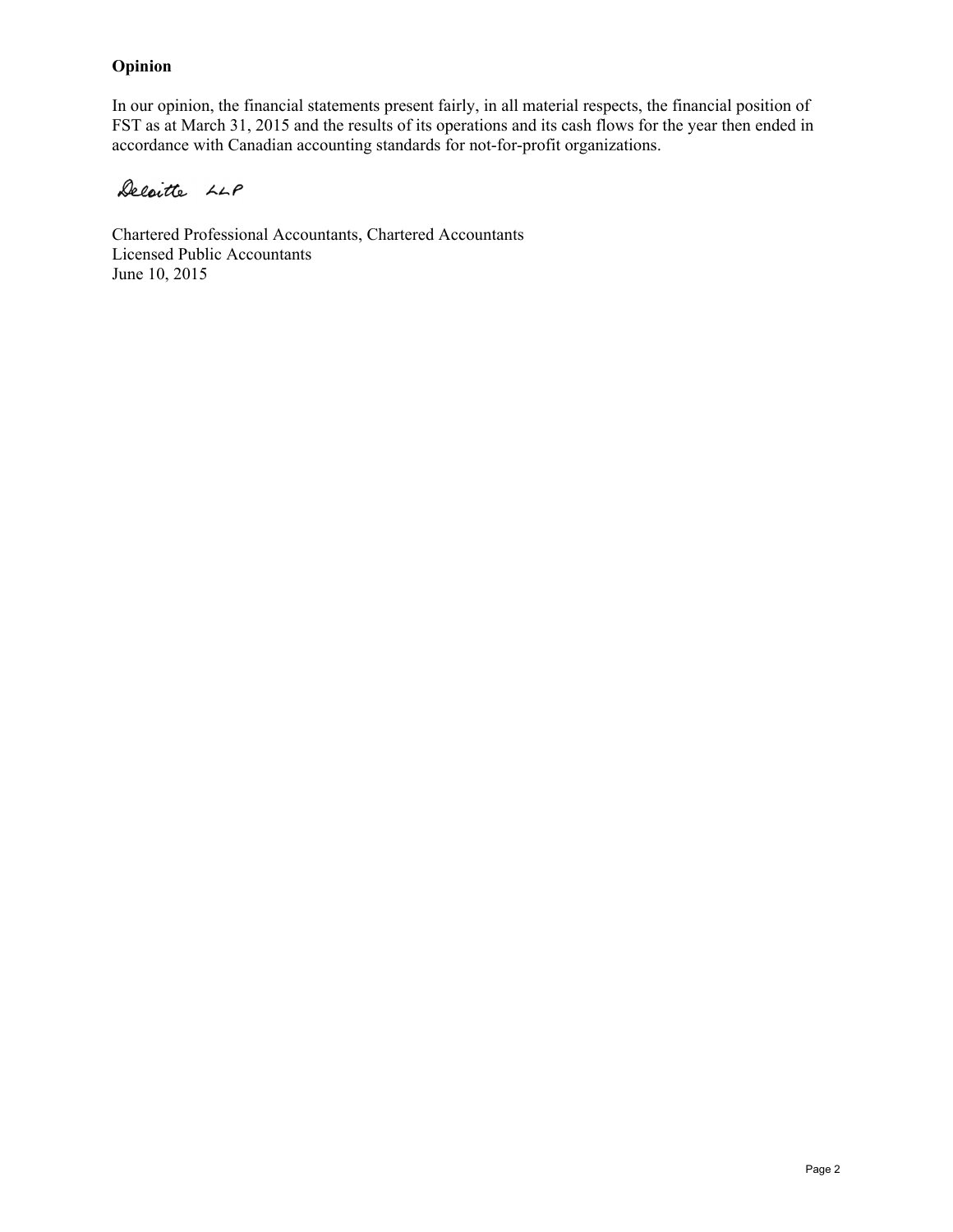## Opinion

In our opinion, the financial statements present fairly, in all material respects, the financial position of FST as at March 31, 2015 and the results of its operations and its cash flows for the year then ended in accordance with Canadian accounting standards for not-for-profit organizations.

Deloitte LLP

Chartered Professional Accountants, Chartered Accountants
Licensed Public Accountants
June 10, 2015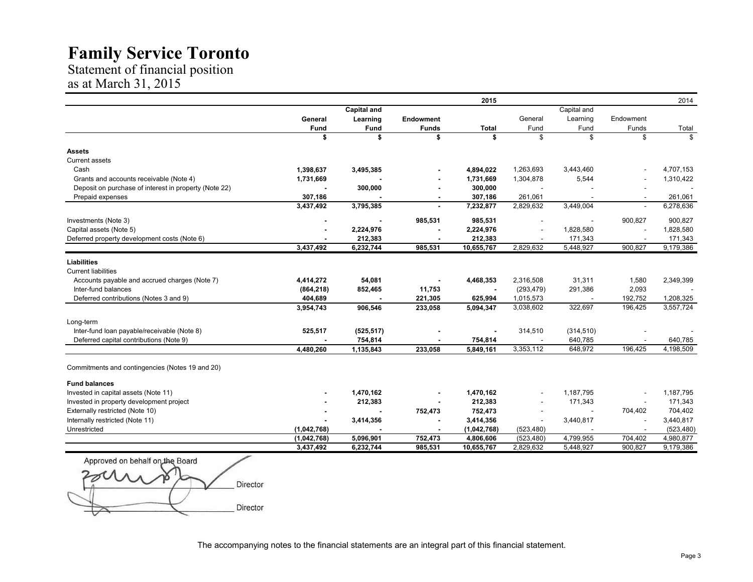# Family Service Toronto

## Statement of financial position
## as at March 31, 2015

| | 2015 | | | | 2014 | | | |
|---|---|---|---|---|---|---|---|---|
| | **General Fund** | **Capital and Learning Fund** | **Endowment Funds** | **Total** | General Fund | Capital and Learning Fund | Endowment Funds | Total |
| | **$** | **$** | **$** | **$** | $ | $ | $ | $ |
| **Assets** | | | | | | | | |
| Current assets | | | | | | | | |
| Cash | **1,398,637** | **3,495,385** | **-** | **4,894,022** | 1,263,693 | 3,443,460 | - | 4,707,153 |
| Grants and accounts receivable (Note 4) | **1,731,669** | **-** | **-** | **1,731,669** | 1,304,878 | 5,544 | - | 1,310,422 |
| Deposit on purchase of interest in property (Note 22) | **-** | **300,000** | **-** | **300,000** | - | - | - | - |
| Prepaid expenses | **307,186** | **-** | **-** | **307,186** | 261,061 | - | - | 261,061 |
| | **3,437,492** | **3,795,385** | **-** | **7,232,877** | 2,829,632 | 3,449,004 | - | 6,278,636 |
| Investments (Note 3) | **-** | **-** | **985,531** | **985,531** | - | - | 900,827 | 900,827 |
| Capital assets (Note 5) | **-** | **2,224,976** | **-** | **2,224,976** | - | 1,828,580 | - | 1,828,580 |
| Deferred property development costs (Note 6) | **-** | **212,383** | **-** | **212,383** | - | 171,343 | - | 171,343 |
| | **3,437,492** | **6,232,744** | **985,531** | **10,655,767** | 2,829,632 | 5,448,927 | 900,827 | 9,179,386 |
| **Liabilities** | | | | | | | | |
| Current liabilities | | | | | | | | |
| Accounts payable and accrued charges (Note 7) | **4,414,272** | **54,081** | **-** | **4,468,353** | 2,316,508 | 31,311 | 1,580 | 2,349,399 |
| Inter-fund balances | **(864,218)** | **852,465** | **11,753** | **-** | (293,479) | 291,386 | 2,093 | - |
| Deferred contributions (Notes 3 and 9) | **404,689** | **-** | **221,305** | **625,994** | 1,015,573 | - | 192,752 | 1,208,325 |
| | **3,954,743** | **906,546** | **233,058** | **5,094,347** | 3,038,602 | 322,697 | 196,425 | 3,557,724 |
| Long-term | | | | | | | | |
| Inter-fund loan payable/receivable (Note 8) | **525,517** | **(525,517)** | **-** | **-** | 314,510 | (314,510) | - | - |
| Deferred capital contributions (Note 9) | **-** | **754,814** | **-** | **754,814** | - | 640,785 | - | 640,785 |
| | **4,480,260** | **1,135,843** | **233,058** | **5,849,161** | 3,353,112 | 648,972 | 196,425 | 4,198,509 |
| Commitments and contingencies (Notes 19 and 20) | | | | | | | | |
| **Fund balances** | | | | | | | | |
| Invested in capital assets (Note 11) | **-** | **1,470,162** | **-** | **1,470,162** | - | 1,187,795 | - | 1,187,795 |
| Invested in property development project | **-** | **212,383** | **-** | **212,383** | - | 171,343 | - | 171,343 |
| Externally restricted (Note 10) | **-** | **-** | **752,473** | **752,473** | - | - | 704,402 | 704,402 |
| Internally restricted (Note 11) | **-** | **3,414,356** | **-** | **3,414,356** | - | 3,440,817 | - | 3,440,817 |
| Unrestricted | **(1,042,768)** | **-** | **-** | **(1,042,768)** | (523,480) | - | - | (523,480) |
| | **(1,042,768)** | **5,096,901** | **752,473** | **4,806,606** | (523,480) | 4,799,955 | 704,402 | 4,980,877 |
| | **3,437,492** | **6,232,744** | **985,531** | **10,655,767** | 2,829,632 | 5,448,927 | 900,827 | 9,179,386 |

Approved on behalf on the Board

_______________________ Director

_______________________ Director

The accompanying notes to the financial statements are an integral part of this financial statement.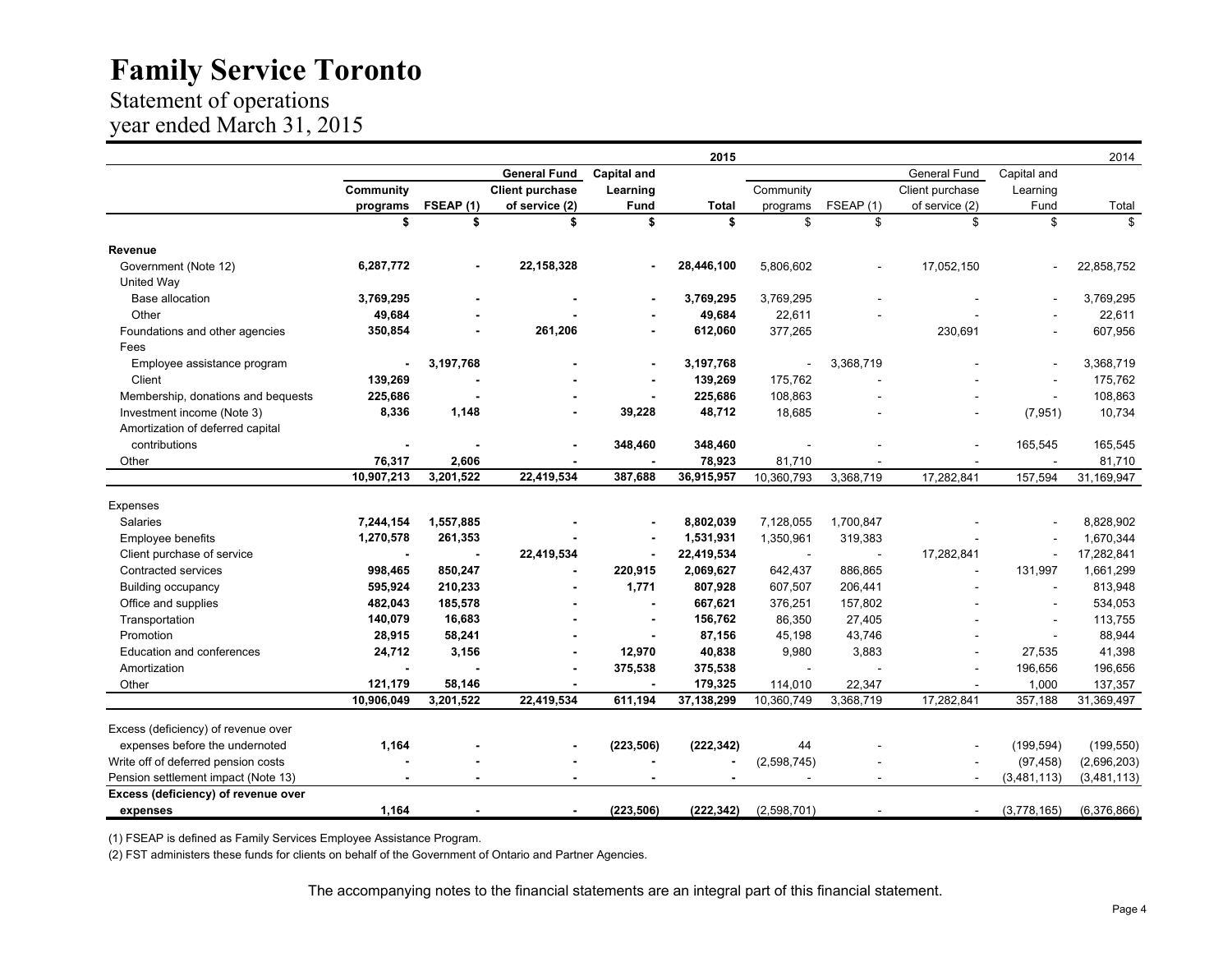# Family Service Toronto

## Statement of operations
## year ended March 31, 2015

| | 2015 | | | | | 2014 | | | | |
|---|---|---|---|---|---|---|---|---|---|---|
| | Community programs | FSEAP (1) | General Fund Client purchase of service (2) | Capital and Learning Fund | Total | Community programs | FSEAP (1) | General Fund Client purchase of service (2) | Capital and Learning Fund | Total |
| | $ | $ | $ | $ | $ | $ | $ | $ | $ | $ |
| **Revenue** | | | | | | | | | | |
| Government (Note 12) | 6,287,772 | - | 22,158,328 | - | 28,446,100 | 5,806,602 | - | 17,052,150 | - | 22,858,752 |
| United Way | | | | | | | | | | |
| Base allocation | 3,769,295 | - | - | - | 3,769,295 | 3,769,295 | - | - | - | 3,769,295 |
| Other | 49,684 | - | - | - | 49,684 | 22,611 | - | - | - | 22,611 |
| Foundations and other agencies | 350,854 | - | 261,206 | - | 612,060 | 377,265 | | 230,691 | - | 607,956 |
| Fees | | | | | | | | | | |
| Employee assistance program | - | 3,197,768 | - | - | 3,197,768 | - | 3,368,719 | - | - | 3,368,719 |
| Client | 139,269 | - | - | - | 139,269 | 175,762 | - | - | - | 175,762 |
| Membership, donations and bequests | 225,686 | - | - | - | 225,686 | 108,863 | - | - | - | 108,863 |
| Investment income (Note 3) | 8,336 | 1,148 | - | 39,228 | 48,712 | 18,685 | - | - | (7,951) | 10,734 |
| Amortization of deferred capital contributions | - | - | - | 348,460 | 348,460 | - | - | - | 165,545 | 165,545 |
| Other | 76,317 | 2,606 | - | - | 78,923 | 81,710 | - | - | - | 81,710 |
| | 10,907,213 | 3,201,522 | 22,419,534 | 387,688 | 36,915,957 | 10,360,793 | 3,368,719 | 17,282,841 | 157,594 | 31,169,947 |
| Expenses | | | | | | | | | | |
| Salaries | 7,244,154 | 1,557,885 | - | - | 8,802,039 | 7,128,055 | 1,700,847 | - | - | 8,828,902 |
| Employee benefits | 1,270,578 | 261,353 | - | - | 1,531,931 | 1,350,961 | 319,383 | - | - | 1,670,344 |
| Client purchase of service | - | - | 22,419,534 | - | 22,419,534 | - | - | 17,282,841 | - | 17,282,841 |
| Contracted services | 998,465 | 850,247 | - | 220,915 | 2,069,627 | 642,437 | 886,865 | - | 131,997 | 1,661,299 |
| Building occupancy | 595,924 | 210,233 | - | 1,771 | 807,928 | 607,507 | 206,441 | - | - | 813,948 |
| Office and supplies | 482,043 | 185,578 | - | - | 667,621 | 376,251 | 157,802 | - | - | 534,053 |
| Transportation | 140,079 | 16,683 | - | - | 156,762 | 86,350 | 27,405 | - | - | 113,755 |
| Promotion | 28,915 | 58,241 | - | - | 87,156 | 45,198 | 43,746 | - | - | 88,944 |
| Education and conferences | 24,712 | 3,156 | - | 12,970 | 40,838 | 9,980 | 3,883 | - | 27,535 | 41,398 |
| Amortization | - | - | - | 375,538 | 375,538 | - | - | - | 196,656 | 196,656 |
| Other | 121,179 | 58,146 | - | - | 179,325 | 114,010 | 22,347 | - | 1,000 | 137,357 |
| | 10,906,049 | 3,201,522 | 22,419,534 | 611,194 | 37,138,299 | 10,360,749 | 3,368,719 | 17,282,841 | 357,188 | 31,369,497 |
| Excess (deficiency) of revenue over expenses before the undernoted | 1,164 | - | - | (223,506) | (222,342) | 44 | - | - | (199,594) | (199,550) |
| Write off of deferred pension costs | - | - | - | - | - | (2,598,745) | - | - | (97,458) | (2,696,203) |
| Pension settlement impact (Note 13) | - | - | - | - | - | - | - | - | (3,481,113) | (3,481,113) |
| **Excess (deficiency) of revenue over expenses** | 1,164 | - | - | (223,506) | (222,342) | (2,598,701) | - | - | (3,778,165) | (6,376,866) |

(1) FSEAP is defined as Family Services Employee Assistance Program.

(2) FST administers these funds for clients on behalf of the Government of Ontario and Partner Agencies.

The accompanying notes to the financial statements are an integral part of this financial statement.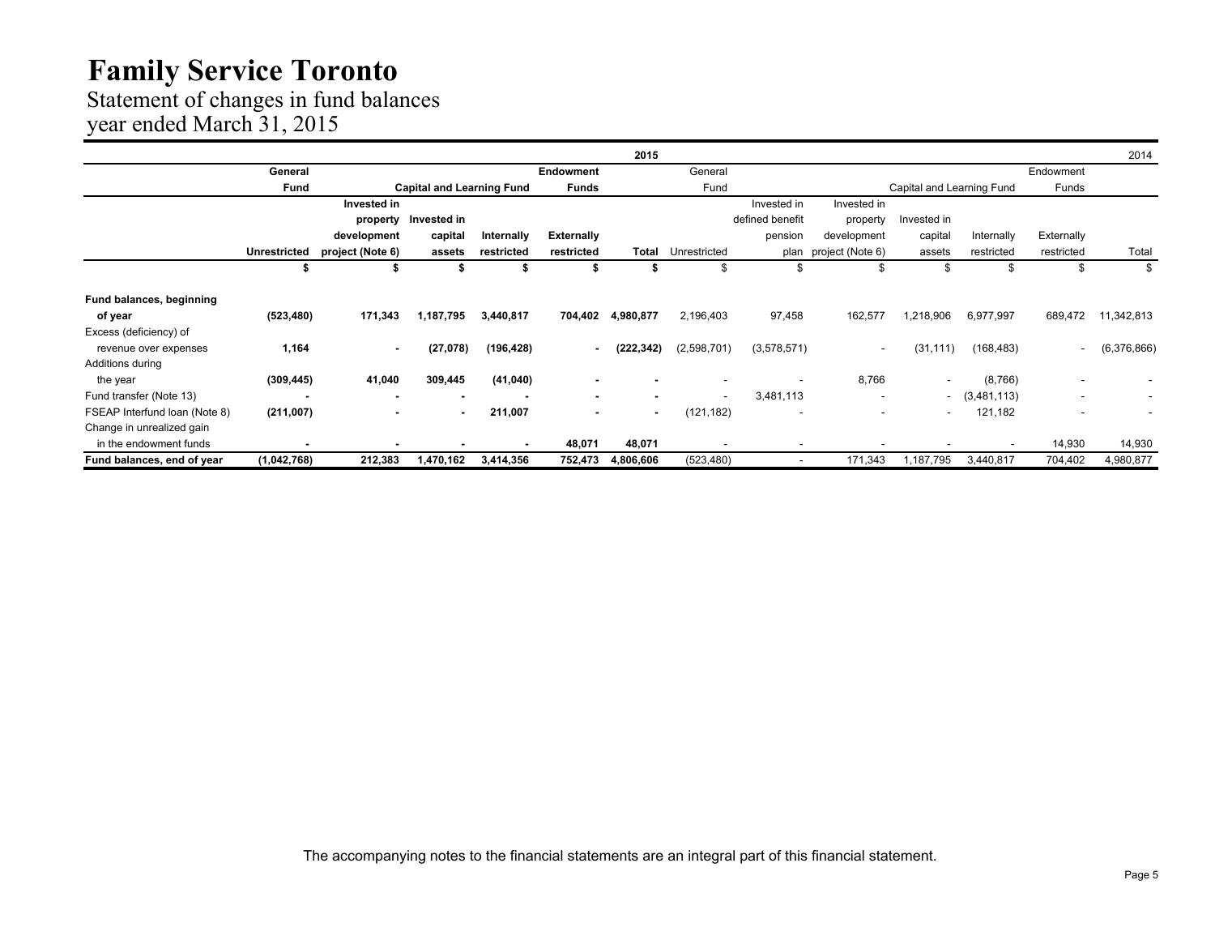# Family Service Toronto

## Statement of changes in fund balances
year ended March 31, 2015

| | **2015** | | | | | | 2014 | | | | | | | |
|---|---|---|---|---|---|---|---|---|---|---|---|---|---|---|
| | **General Fund** | **Capital and Learning Fund** | | | **Endowment Funds** | | General Fund | | | Capital and Learning Fund | | | Endowment Funds | |
| | **Unrestricted** | **Invested in property development project (Note 6)** | **Invested in capital assets** | **Internally restricted** | **Externally restricted** | **Total** | Unrestricted | Invested in defined benefit pension plan | Invested in property development project (Note 6) | Invested in capital assets | Internally restricted | Externally restricted | Total |
| | **$** | **$** | **$** | **$** | **$** | **$** | $ | $ | $ | $ | $ | $ | $ |
| **Fund balances, beginning of year** | **(523,480)** | **171,343** | **1,187,795** | **3,440,817** | **704,402** | **4,980,877** | 2,196,403 | 97,458 | 162,577 | 1,218,906 | 6,977,997 | 689,472 | 11,342,813 |
| Excess (deficiency) of revenue over expenses | **1,164** | **-** | **(27,078)** | **(196,428)** | **-** | **(222,342)** | (2,598,701) | (3,578,571) | - | (31,111) | (168,483) | - | (6,376,866) |
| Additions during the year | **(309,445)** | **41,040** | **309,445** | **(41,040)** | **-** | **-** | - | - | 8,766 | - | (8,766) | - | - |
| Fund transfer (Note 13) | **-** | **-** | **-** | **-** | **-** | **-** | - | 3,481,113 | - | - | (3,481,113) | - | - |
| FSEAP Interfund loan (Note 8) | **(211,007)** | **-** | **-** | **211,007** | **-** | **-** | (121,182) | - | - | - | 121,182 | - | - |
| Change in unrealized gain in the endowment funds | **-** | **-** | **-** | **-** | **48,071** | **48,071** | - | - | - | - | - | 14,930 | 14,930 |
| **Fund balances, end of year** | **(1,042,768)** | **212,383** | **1,470,162** | **3,414,356** | **752,473** | **4,806,606** | (523,480) | - | 171,343 | 1,187,795 | 3,440,817 | 704,402 | 4,980,877 |

The accompanying notes to the financial statements are an integral part of this financial statement.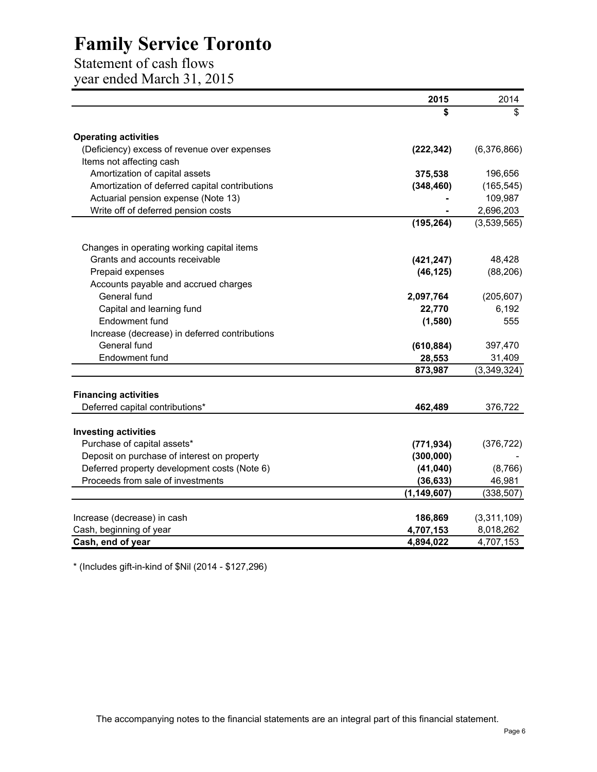# Family Service Toronto

## Statement of cash flows
## year ended March 31, 2015

| | 2015 | 2014 |
|---|---|---|
| | $ | $ |
| **Operating activities** | | |
| (Deficiency) excess of revenue over expenses | **(222,342)** | (6,376,866) |
| Items not affecting cash | | |
| Amortization of capital assets | **375,538** | 196,656 |
| Amortization of deferred capital contributions | **(348,460)** | (165,545) |
| Actuarial pension expense (Note 13) | **-** | 109,987 |
| Write off of deferred pension costs | **-** | 2,696,203 |
| | **(195,264)** | (3,539,565) |
| Changes in operating working capital items | | |
| Grants and accounts receivable | **(421,247)** | 48,428 |
| Prepaid expenses | **(46,125)** | (88,206) |
| Accounts payable and accrued charges | | |
| General fund | **2,097,764** | (205,607) |
| Capital and learning fund | **22,770** | 6,192 |
| Endowment fund | **(1,580)** | 555 |
| Increase (decrease) in deferred contributions | | |
| General fund | **(610,884)** | 397,470 |
| Endowment fund | **28,553** | 31,409 |
| | **873,987** | (3,349,324) |
| **Financing activities** | | |
| Deferred capital contributions* | **462,489** | 376,722 |
| **Investing activities** | | |
| Purchase of capital assets* | **(771,934)** | (376,722) |
| Deposit on purchase of interest on property | **(300,000)** | - |
| Deferred property development costs (Note 6) | **(41,040)** | (8,766) |
| Proceeds from sale of investments | **(36,633)** | 46,981 |
| | **(1,149,607)** | (338,507) |
| Increase (decrease) in cash | **186,869** | (3,311,109) |
| Cash, beginning of year | **4,707,153** | 8,018,262 |
| **Cash, end of year** | **4,894,022** | 4,707,153 |

* (Includes gift-in-kind of $Nil (2014 - $127,296)

The accompanying notes to the financial statements are an integral part of this financial statement.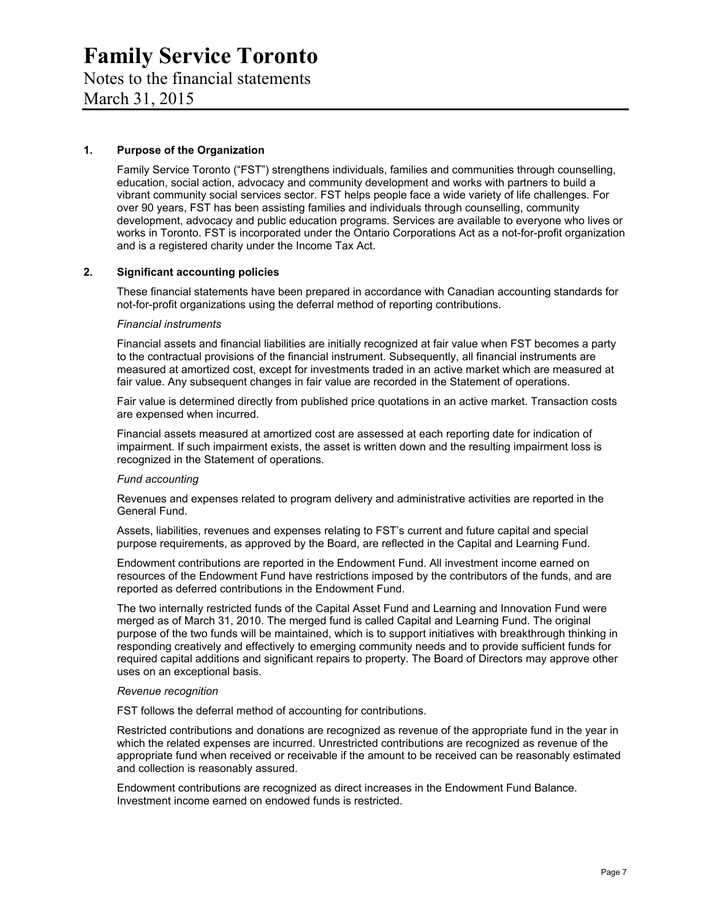# Family Service Toronto

Notes to the financial statements
March 31, 2015

## 1. Purpose of the Organization

Family Service Toronto ("FST") strengthens individuals, families and communities through counselling, education, social action, advocacy and community development and works with partners to build a vibrant community social services sector. FST helps people face a wide variety of life challenges. For over 90 years, FST has been assisting families and individuals through counselling, community development, advocacy and public education programs. Services are available to everyone who lives or works in Toronto. FST is incorporated under the Ontario Corporations Act as a not-for-profit organization and is a registered charity under the Income Tax Act.

## 2. Significant accounting policies

These financial statements have been prepared in accordance with Canadian accounting standards for not-for-profit organizations using the deferral method of reporting contributions.

*Financial instruments*

Financial assets and financial liabilities are initially recognized at fair value when FST becomes a party to the contractual provisions of the financial instrument. Subsequently, all financial instruments are measured at amortized cost, except for investments traded in an active market which are measured at fair value. Any subsequent changes in fair value are recorded in the Statement of operations.

Fair value is determined directly from published price quotations in an active market. Transaction costs are expensed when incurred.

Financial assets measured at amortized cost are assessed at each reporting date for indication of impairment. If such impairment exists, the asset is written down and the resulting impairment loss is recognized in the Statement of operations.

*Fund accounting*

Revenues and expenses related to program delivery and administrative activities are reported in the General Fund.

Assets, liabilities, revenues and expenses relating to FST's current and future capital and special purpose requirements, as approved by the Board, are reflected in the Capital and Learning Fund.

Endowment contributions are reported in the Endowment Fund. All investment income earned on resources of the Endowment Fund have restrictions imposed by the contributors of the funds, and are reported as deferred contributions in the Endowment Fund.

The two internally restricted funds of the Capital Asset Fund and Learning and Innovation Fund were merged as of March 31, 2010. The merged fund is called Capital and Learning Fund. The original purpose of the two funds will be maintained, which is to support initiatives with breakthrough thinking in responding creatively and effectively to emerging community needs and to provide sufficient funds for required capital additions and significant repairs to property. The Board of Directors may approve other uses on an exceptional basis.

*Revenue recognition*

FST follows the deferral method of accounting for contributions.

Restricted contributions and donations are recognized as revenue of the appropriate fund in the year in which the related expenses are incurred. Unrestricted contributions are recognized as revenue of the appropriate fund when received or receivable if the amount to be received can be reasonably estimated and collection is reasonably assured.

Endowment contributions are recognized as direct increases in the Endowment Fund Balance. Investment income earned on endowed funds is restricted.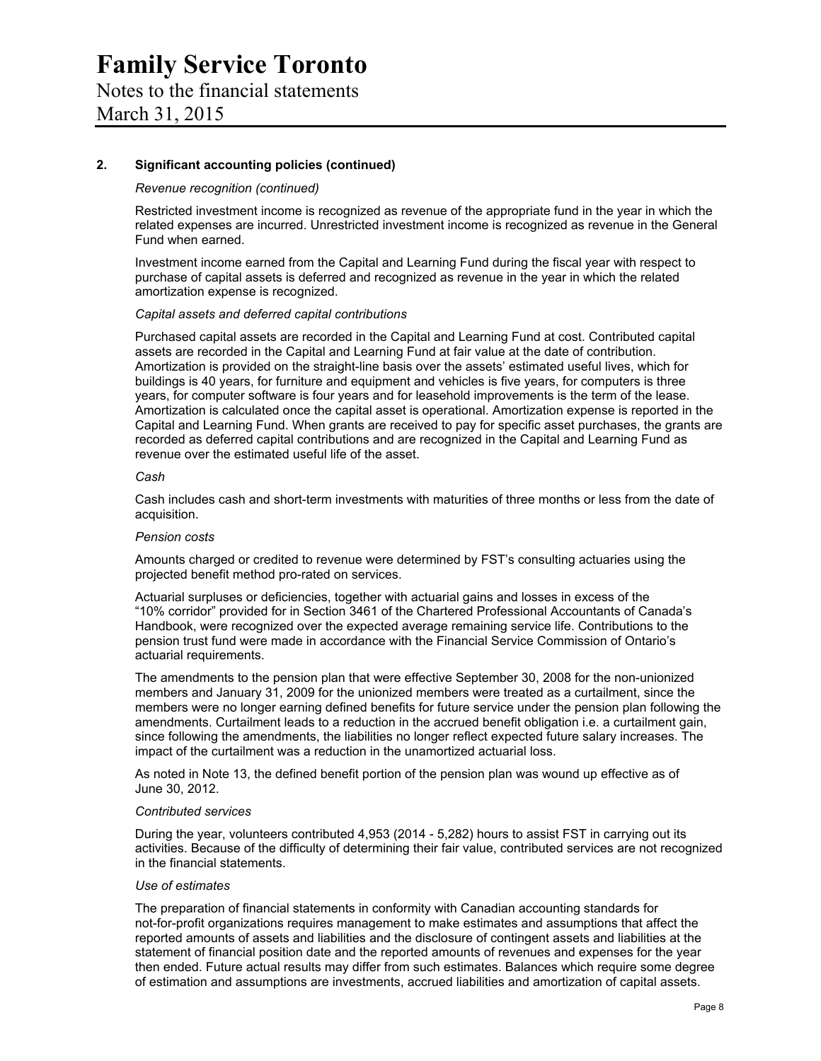## 2. Significant accounting policies (continued)

*Revenue recognition (continued)*

Restricted investment income is recognized as revenue of the appropriate fund in the year in which the related expenses are incurred. Unrestricted investment income is recognized as revenue in the General Fund when earned.

Investment income earned from the Capital and Learning Fund during the fiscal year with respect to purchase of capital assets is deferred and recognized as revenue in the year in which the related amortization expense is recognized.

*Capital assets and deferred capital contributions*

Purchased capital assets are recorded in the Capital and Learning Fund at cost. Contributed capital assets are recorded in the Capital and Learning Fund at fair value at the date of contribution. Amortization is provided on the straight-line basis over the assets' estimated useful lives, which for buildings is 40 years, for furniture and equipment and vehicles is five years, for computers is three years, for computer software is four years and for leasehold improvements is the term of the lease. Amortization is calculated once the capital asset is operational. Amortization expense is reported in the Capital and Learning Fund. When grants are received to pay for specific asset purchases, the grants are recorded as deferred capital contributions and are recognized in the Capital and Learning Fund as revenue over the estimated useful life of the asset.

*Cash*

Cash includes cash and short-term investments with maturities of three months or less from the date of acquisition.

*Pension costs*

Amounts charged or credited to revenue were determined by FST's consulting actuaries using the projected benefit method pro-rated on services.

Actuarial surpluses or deficiencies, together with actuarial gains and losses in excess of the "10% corridor" provided for in Section 3461 of the Chartered Professional Accountants of Canada's Handbook, were recognized over the expected average remaining service life. Contributions to the pension trust fund were made in accordance with the Financial Service Commission of Ontario's actuarial requirements.

The amendments to the pension plan that were effective September 30, 2008 for the non-unionized members and January 31, 2009 for the unionized members were treated as a curtailment, since the members were no longer earning defined benefits for future service under the pension plan following the amendments. Curtailment leads to a reduction in the accrued benefit obligation i.e. a curtailment gain, since following the amendments, the liabilities no longer reflect expected future salary increases. The impact of the curtailment was a reduction in the unamortized actuarial loss.

As noted in Note 13, the defined benefit portion of the pension plan was wound up effective as of June 30, 2012.

*Contributed services*

During the year, volunteers contributed 4,953 (2014 - 5,282) hours to assist FST in carrying out its activities. Because of the difficulty of determining their fair value, contributed services are not recognized in the financial statements.

*Use of estimates*

The preparation of financial statements in conformity with Canadian accounting standards for not-for-profit organizations requires management to make estimates and assumptions that affect the reported amounts of assets and liabilities and the disclosure of contingent assets and liabilities at the statement of financial position date and the reported amounts of revenues and expenses for the year then ended. Future actual results may differ from such estimates. Balances which require some degree of estimation and assumptions are investments, accrued liabilities and amortization of capital assets.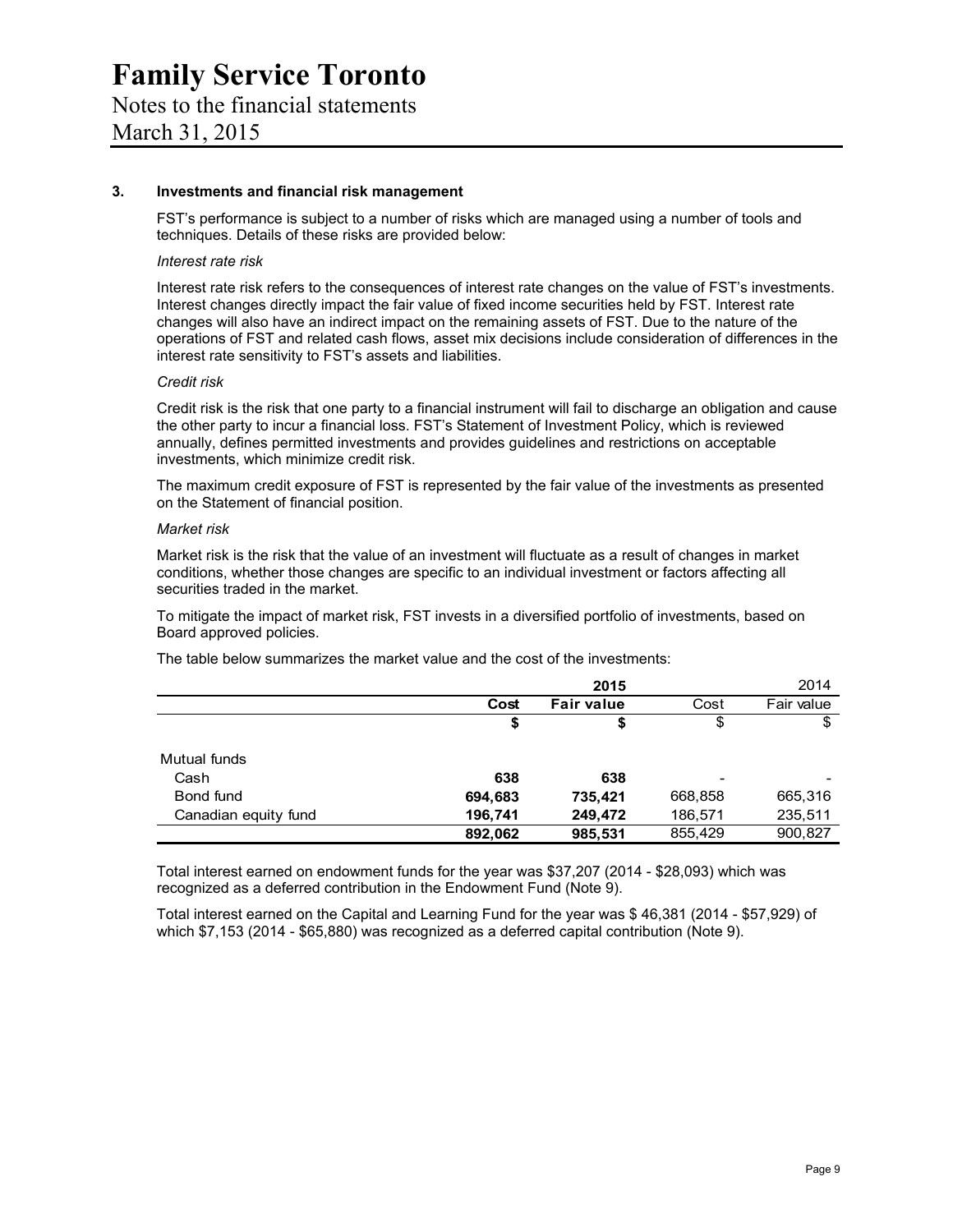# Family Service Toronto

Notes to the financial statements

March 31, 2015

## 3. Investments and financial risk management

FST's performance is subject to a number of risks which are managed using a number of tools and techniques. Details of these risks are provided below:

*Interest rate risk*

Interest rate risk refers to the consequences of interest rate changes on the value of FST's investments. Interest changes directly impact the fair value of fixed income securities held by FST. Interest rate changes will also have an indirect impact on the remaining assets of FST. Due to the nature of the operations of FST and related cash flows, asset mix decisions include consideration of differences in the interest rate sensitivity to FST's assets and liabilities.

*Credit risk*

Credit risk is the risk that one party to a financial instrument will fail to discharge an obligation and cause the other party to incur a financial loss. FST's Statement of Investment Policy, which is reviewed annually, defines permitted investments and provides guidelines and restrictions on acceptable investments, which minimize credit risk.

The maximum credit exposure of FST is represented by the fair value of the investments as presented on the Statement of financial position.

*Market risk*

Market risk is the risk that the value of an investment will fluctuate as a result of changes in market conditions, whether those changes are specific to an individual investment or factors affecting all securities traded in the market.

To mitigate the impact of market risk, FST invests in a diversified portfolio of investments, based on Board approved policies.

The table below summarizes the market value and the cost of the investments:

| | **2015** | | 2014 | |
|---|---|---|---|---|
| | **Cost** | **Fair value** | Cost | Fair value |
| | **$** | **$** | $ | $ |
| Mutual funds | | | | |
| Cash | **638** | **638** | - | - |
| Bond fund | **694,683** | **735,421** | 668,858 | 665,316 |
| Canadian equity fund | **196,741** | **249,472** | 186,571 | 235,511 |
| | **892,062** | **985,531** | 855,429 | 900,827 |

Total interest earned on endowment funds for the year was $37,207 (2014 - $28,093) which was recognized as a deferred contribution in the Endowment Fund (Note 9).

Total interest earned on the Capital and Learning Fund for the year was $ 46,381 (2014 - $57,929) of which $7,153 (2014 - $65,880) was recognized as a deferred capital contribution (Note 9).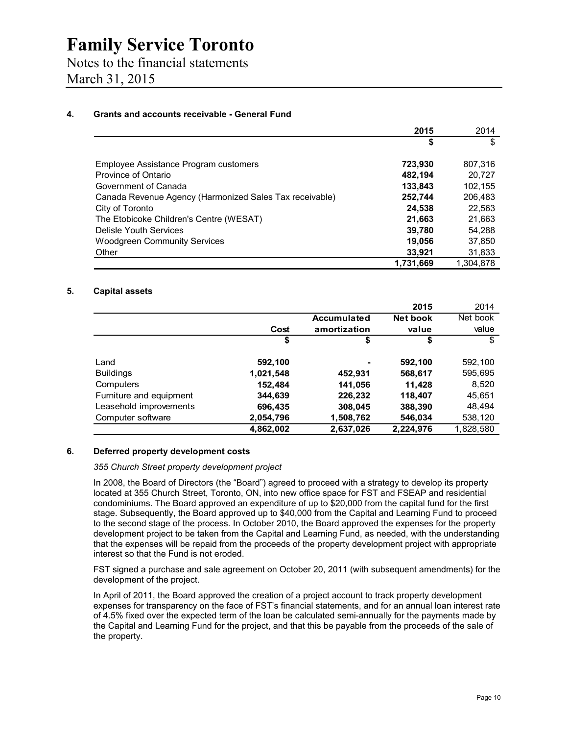# Family Service Toronto

Notes to the financial statements

March 31, 2015

### 4. Grants and accounts receivable - General Fund

| | 2015 | 2014 |
|---|---|---|
| | $ | $ |
| Employee Assistance Program customers | 723,930 | 807,316 |
| Province of Ontario | 482,194 | 20,727 |
| Government of Canada | 133,843 | 102,155 |
| Canada Revenue Agency (Harmonized Sales Tax receivable) | 252,744 | 206,483 |
| City of Toronto | 24,538 | 22,563 |
| The Etobicoke Children's Centre (WESAT) | 21,663 | 21,663 |
| Delisle Youth Services | 39,780 | 54,288 |
| Woodgreen Community Services | 19,056 | 37,850 |
| Other | 33,921 | 31,833 |
| | 1,731,669 | 1,304,878 |

### 5. Capital assets

| | | | 2015 | 2014 |
|---|---|---|---|---|
| | Cost | Accumulated amortization | Net book value | Net book value |
| | $ | $ | $ | $ |
| Land | 592,100 | - | 592,100 | 592,100 |
| Buildings | 1,021,548 | 452,931 | 568,617 | 595,695 |
| Computers | 152,484 | 141,056 | 11,428 | 8,520 |
| Furniture and equipment | 344,639 | 226,232 | 118,407 | 45,651 |
| Leasehold improvements | 696,435 | 308,045 | 388,390 | 48,494 |
| Computer software | 2,054,796 | 1,508,762 | 546,034 | 538,120 |
| | 4,862,002 | 2,637,026 | 2,224,976 | 1,828,580 |

### 6. Deferred property development costs

*355 Church Street property development project*

In 2008, the Board of Directors (the "Board") agreed to proceed with a strategy to develop its property located at 355 Church Street, Toronto, ON, into new office space for FST and FSEAP and residential condominiums. The Board approved an expenditure of up to $20,000 from the capital fund for the first stage. Subsequently, the Board approved up to $40,000 from the Capital and Learning Fund to proceed to the second stage of the process. In October 2010, the Board approved the expenses for the property development project to be taken from the Capital and Learning Fund, as needed, with the understanding that the expenses will be repaid from the proceeds of the property development project with appropriate interest so that the Fund is not eroded.

FST signed a purchase and sale agreement on October 20, 2011 (with subsequent amendments) for the development of the project.

In April of 2011, the Board approved the creation of a project account to track property development expenses for transparency on the face of FST's financial statements, and for an annual loan interest rate of 4.5% fixed over the expected term of the loan be calculated semi-annually for the payments made by the Capital and Learning Fund for the project, and that this be payable from the proceeds of the sale of the property.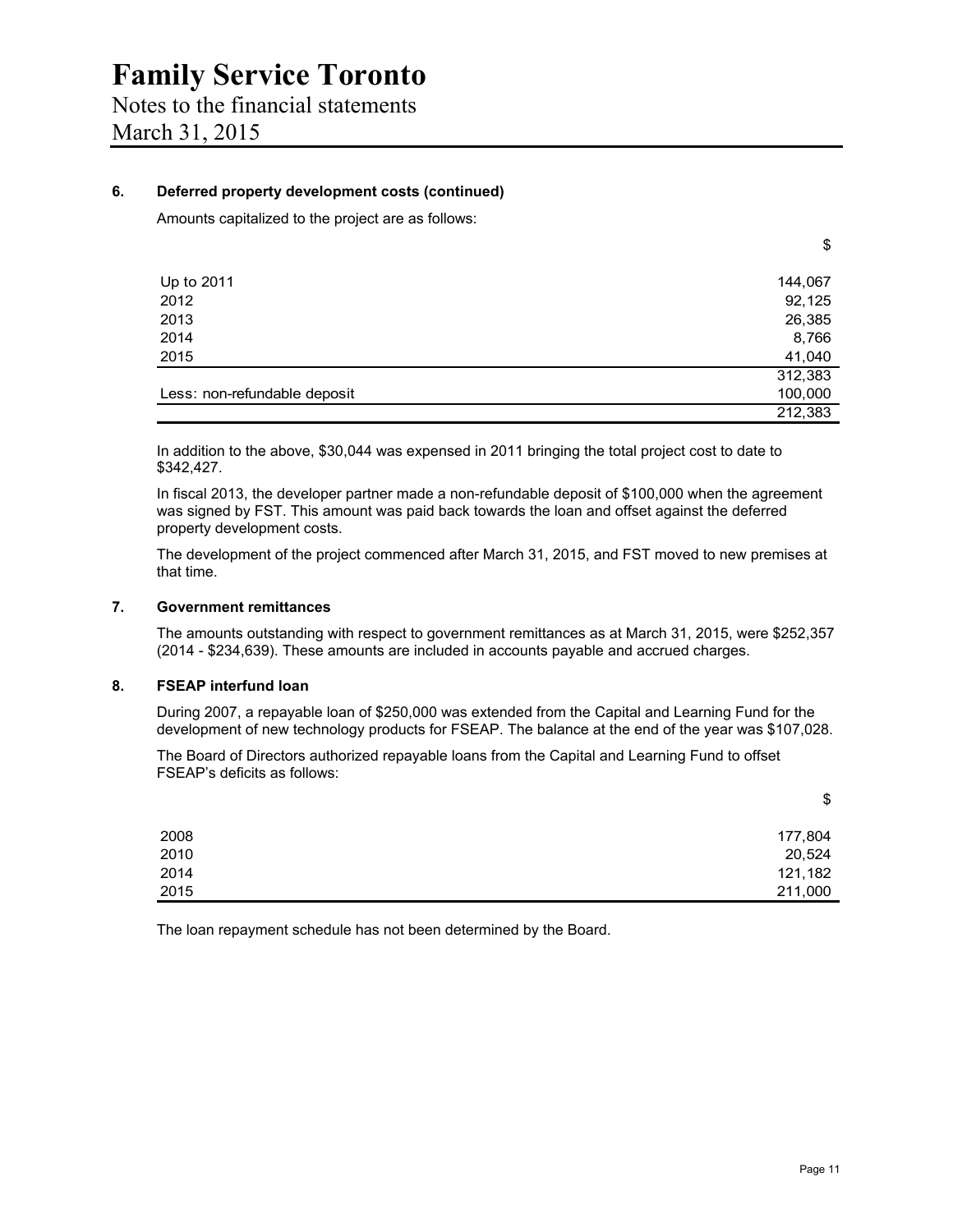# Family Service Toronto

Notes to the financial statements

March 31, 2015

### 6. Deferred property development costs (continued)

Amounts capitalized to the project are as follows:

| | $ |
|---|---|
| Up to 2011 | 144,067 |
| 2012 | 92,125 |
| 2013 | 26,385 |
| 2014 | 8,766 |
| 2015 | 41,040 |
| | 312,383 |
| Less: non-refundable deposit | 100,000 |
| | 212,383 |

In addition to the above, $30,044 was expensed in 2011 bringing the total project cost to date to $342,427.

In fiscal 2013, the developer partner made a non-refundable deposit of $100,000 when the agreement was signed by FST. This amount was paid back towards the loan and offset against the deferred property development costs.

The development of the project commenced after March 31, 2015, and FST moved to new premises at that time.

### 7. Government remittances

The amounts outstanding with respect to government remittances as at March 31, 2015, were $252,357 (2014 - $234,639). These amounts are included in accounts payable and accrued charges.

### 8. FSEAP interfund loan

During 2007, a repayable loan of $250,000 was extended from the Capital and Learning Fund for the development of new technology products for FSEAP. The balance at the end of the year was $107,028.

The Board of Directors authorized repayable loans from the Capital and Learning Fund to offset FSEAP's deficits as follows:

| | $ |
|---|---|
| 2008 | 177,804 |
| 2010 | 20,524 |
| 2014 | 121,182 |
| 2015 | 211,000 |

The loan repayment schedule has not been determined by the Board.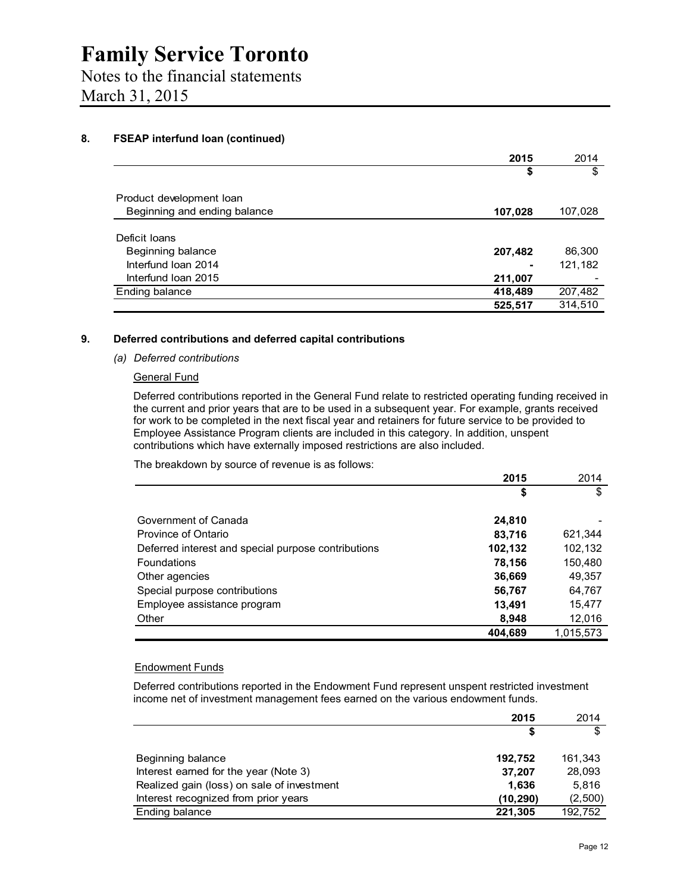### 8. FSEAP interfund loan (continued)

| | 2015 | 2014 |
|---|---|---|
| | **$** | $ |
| Product development loan | | |
| Beginning and ending balance | **107,028** | 107,028 |
| Deficit loans | | |
| Beginning balance | **207,482** | 86,300 |
| Interfund loan 2014 | **-** | 121,182 |
| Interfund loan 2015 | **211,007** | - |
| Ending balance | **418,489** | 207,482 |
| | **525,517** | 314,510 |

### 9. Deferred contributions and deferred capital contributions

*(a) Deferred contributions*

General Fund

Deferred contributions reported in the General Fund relate to restricted operating funding received in the current and prior years that are to be used in a subsequent year. For example, grants received for work to be completed in the next fiscal year and retainers for future service to be provided to Employee Assistance Program clients are included in this category. In addition, unspent contributions which have externally imposed restrictions are also included.

The breakdown by source of revenue is as follows:

| | 2015 | 2014 |
|---|---|---|
| | **$** | $ |
| Government of Canada | **24,810** | - |
| Province of Ontario | **83,716** | 621,344 |
| Deferred interest and special purpose contributions | **102,132** | 102,132 |
| Foundations | **78,156** | 150,480 |
| Other agencies | **36,669** | 49,357 |
| Special purpose contributions | **56,767** | 64,767 |
| Employee assistance program | **13,491** | 15,477 |
| Other | **8,948** | 12,016 |
| | **404,689** | 1,015,573 |

Endowment Funds

Deferred contributions reported in the Endowment Fund represent unspent restricted investment income net of investment management fees earned on the various endowment funds.

| | 2015 | 2014 |
|---|---|---|
| | **$** | $ |
| Beginning balance | **192,752** | 161,343 |
| Interest earned for the year (Note 3) | **37,207** | 28,093 |
| Realized gain (loss) on sale of investment | **1,636** | 5,816 |
| Interest recognized from prior years | **(10,290)** | (2,500) |
| Ending balance | **221,305** | 192,752 |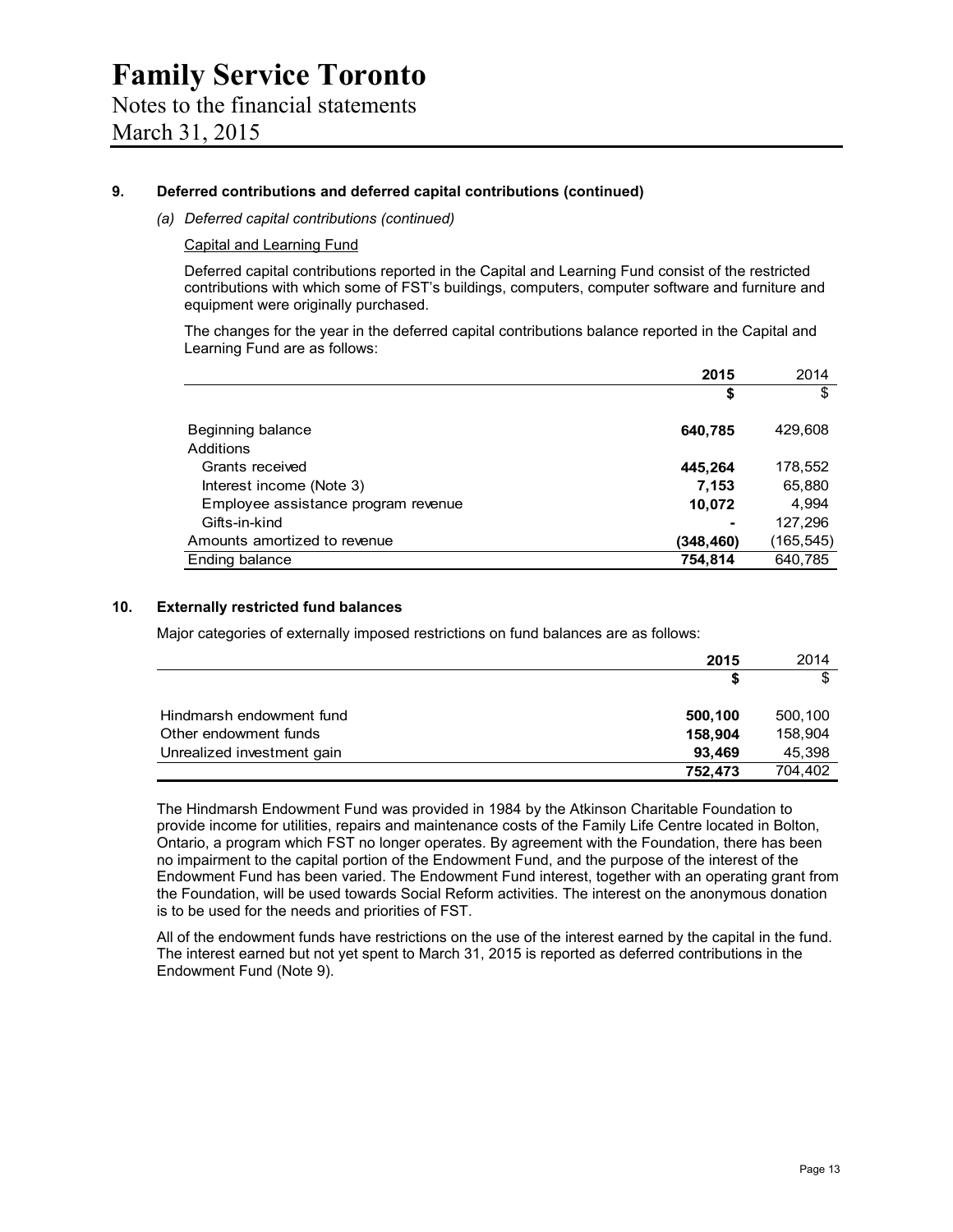# Family Service Toronto

Notes to the financial statements
March 31, 2015

## 9. Deferred contributions and deferred capital contributions (continued)

*(a) Deferred capital contributions (continued)*

Capital and Learning Fund

Deferred capital contributions reported in the Capital and Learning Fund consist of the restricted contributions with which some of FST's buildings, computers, computer software and furniture and equipment were originally purchased.

The changes for the year in the deferred capital contributions balance reported in the Capital and Learning Fund are as follows:

| | **2015** | 2014 |
|---|---|---|
| | **$** | $ |
| Beginning balance | **640,785** | 429,608 |
| Additions | | |
| Grants received | **445,264** | 178,552 |
| Interest income (Note 3) | **7,153** | 65,880 |
| Employee assistance program revenue | **10,072** | 4,994 |
| Gifts-in-kind | **-** | 127,296 |
| Amounts amortized to revenue | **(348,460)** | (165,545) |
| Ending balance | **754,814** | 640,785 |

## 10. Externally restricted fund balances

Major categories of externally imposed restrictions on fund balances are as follows:

| | **2015** | 2014 |
|---|---|---|
| | **$** | $ |
| Hindmarsh endowment fund | **500,100** | 500,100 |
| Other endowment funds | **158,904** | 158,904 |
| Unrealized investment gain | **93,469** | 45,398 |
| | **752,473** | 704,402 |

The Hindmarsh Endowment Fund was provided in 1984 by the Atkinson Charitable Foundation to provide income for utilities, repairs and maintenance costs of the Family Life Centre located in Bolton, Ontario, a program which FST no longer operates. By agreement with the Foundation, there has been no impairment to the capital portion of the Endowment Fund, and the purpose of the interest of the Endowment Fund has been varied. The Endowment Fund interest, together with an operating grant from the Foundation, will be used towards Social Reform activities. The interest on the anonymous donation is to be used for the needs and priorities of FST.

All of the endowment funds have restrictions on the use of the interest earned by the capital in the fund. The interest earned but not yet spent to March 31, 2015 is reported as deferred contributions in the Endowment Fund (Note 9).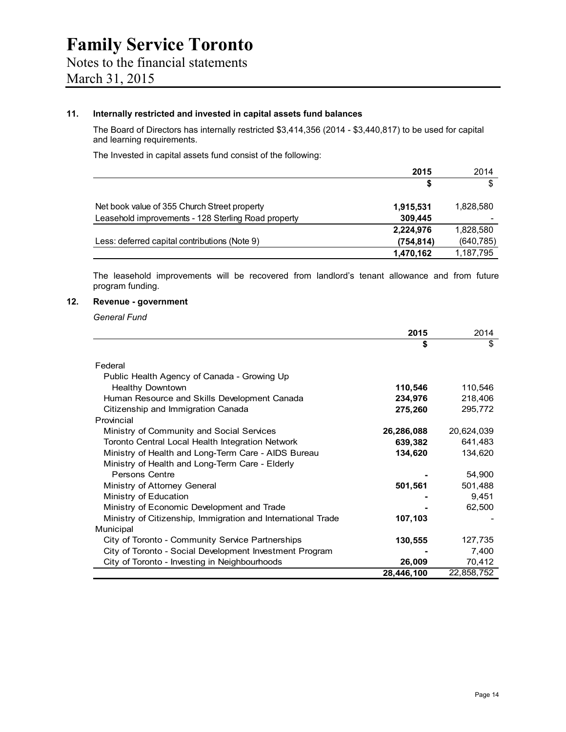# Family Service Toronto

Notes to the financial statements
March 31, 2015

## 11. Internally restricted and invested in capital assets fund balances

The Board of Directors has internally restricted $3,414,356 (2014 - $3,440,817) to be used for capital and learning requirements.

The Invested in capital assets fund consist of the following:

| | 2015 | 2014 |
|---|---|---|
| | $ | $ |
| Net book value of 355 Church Street property | 1,915,531 | 1,828,580 |
| Leasehold improvements - 128 Sterling Road property | 309,445 | - |
| | 2,224,976 | 1,828,580 |
| Less: deferred capital contributions (Note 9) | (754,814) | (640,785) |
| | 1,470,162 | 1,187,795 |

The leasehold improvements will be recovered from landlord's tenant allowance and from future program funding.

## 12. Revenue - government

*General Fund*

| | 2015 | 2014 |
|---|---|---|
| | $ | $ |
| Federal | | |
| Public Health Agency of Canada - Growing Up Healthy Downtown | 110,546 | 110,546 |
| Human Resource and Skills Development Canada | 234,976 | 218,406 |
| Citizenship and Immigration Canada | 275,260 | 295,772 |
| Provincial | | |
| Ministry of Community and Social Services | 26,286,088 | 20,624,039 |
| Toronto Central Local Health Integration Network | 639,382 | 641,483 |
| Ministry of Health and Long-Term Care - AIDS Bureau | 134,620 | 134,620 |
| Ministry of Health and Long-Term Care - Elderly Persons Centre | - | 54,900 |
| Ministry of Attorney General | 501,561 | 501,488 |
| Ministry of Education | - | 9,451 |
| Ministry of Economic Development and Trade | - | 62,500 |
| Ministry of Citizenship, Immigration and International Trade | 107,103 | - |
| Municipal | | |
| City of Toronto - Community Service Partnerships | 130,555 | 127,735 |
| City of Toronto - Social Development Investment Program | - | 7,400 |
| City of Toronto - Investing in Neighbourhoods | 26,009 | 70,412 |
| | 28,446,100 | 22,858,752 |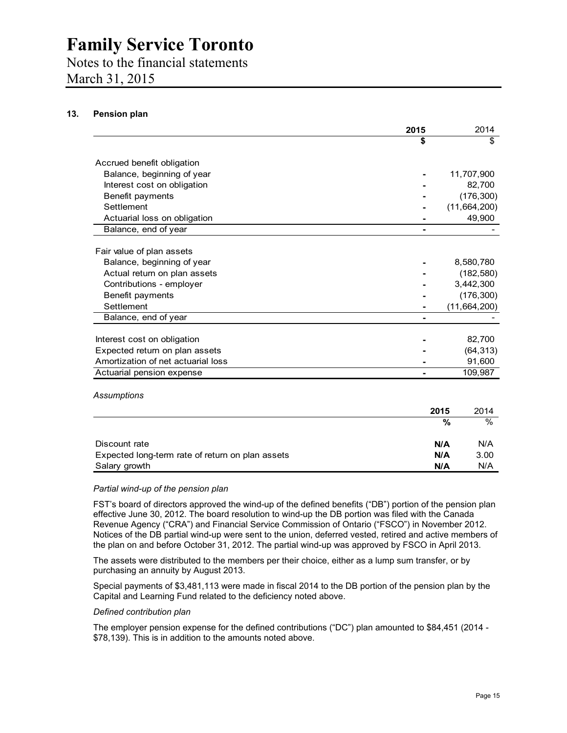# Family Service Toronto

Notes to the financial statements
March 31, 2015

## 13. Pension plan

| | **2015** | 2014 |
|---|---|---|
| | **$** | $ |
| Accrued benefit obligation | | |
| Balance, beginning of year | **-** | 11,707,900 |
| Interest cost on obligation | **-** | 82,700 |
| Benefit payments | **-** | (176,300) |
| Settlement | **-** | (11,664,200) |
| Actuarial loss on obligation | **-** | 49,900 |
| Balance, end of year | **-** | - |
| | | |
| Fair value of plan assets | | |
| Balance, beginning of year | **-** | 8,580,780 |
| Actual return on plan assets | **-** | (182,580) |
| Contributions - employer | **-** | 3,442,300 |
| Benefit payments | **-** | (176,300) |
| Settlement | **-** | (11,664,200) |
| Balance, end of year | **-** | - |
| | | |
| Interest cost on obligation | **-** | 82,700 |
| Expected return on plan assets | **-** | (64,313) |
| Amortization of net actuarial loss | **-** | 91,600 |
| Actuarial pension expense | **-** | 109,987 |

*Assumptions*

| | **2015** | 2014 |
|---|---|---|
| | **%** | % |
| Discount rate | **N/A** | N/A |
| Expected long-term rate of return on plan assets | **N/A** | 3.00 |
| Salary growth | **N/A** | N/A |

*Partial wind-up of the pension plan*

FST's board of directors approved the wind-up of the defined benefits ("DB") portion of the pension plan effective June 30, 2012. The board resolution to wind-up the DB portion was filed with the Canada Revenue Agency ("CRA") and Financial Service Commission of Ontario ("FSCO") in November 2012. Notices of the DB partial wind-up were sent to the union, deferred vested, retired and active members of the plan on and before October 31, 2012. The partial wind-up was approved by FSCO in April 2013.

The assets were distributed to the members per their choice, either as a lump sum transfer, or by purchasing an annuity by August 2013.

Special payments of $3,481,113 were made in fiscal 2014 to the DB portion of the pension plan by the Capital and Learning Fund related to the deficiency noted above.

*Defined contribution plan*

The employer pension expense for the defined contributions ("DC") plan amounted to $84,451 (2014 - $78,139). This is in addition to the amounts noted above.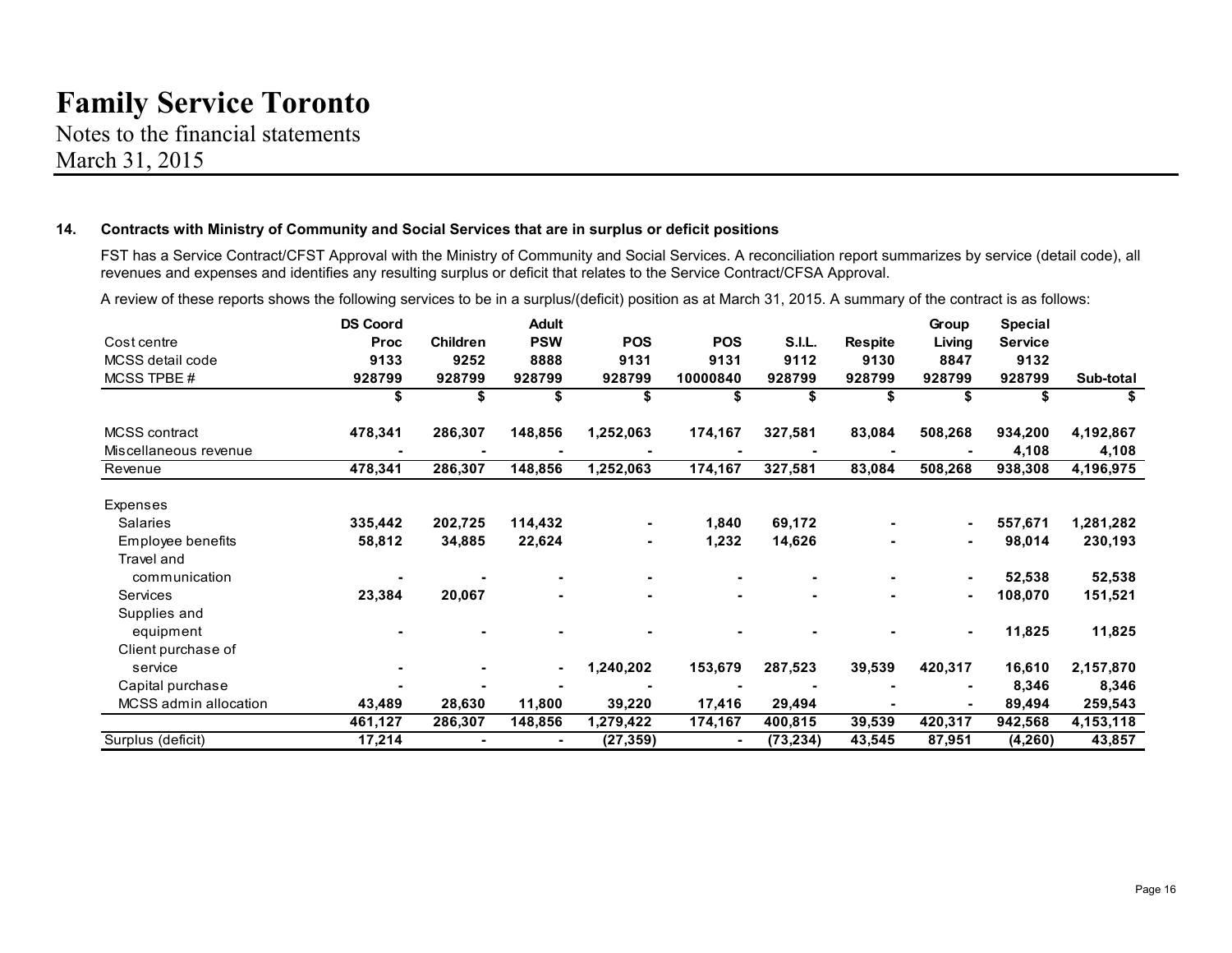# Family Service Toronto

Notes to the financial statements
March 31, 2015

### 14. Contracts with Ministry of Community and Social Services that are in surplus or deficit positions

FST has a Service Contract/CFST Approval with the Ministry of Community and Social Services. A reconciliation report summarizes by service (detail code), all revenues and expenses and identifies any resulting surplus or deficit that relates to the Service Contract/CFSA Approval.

A review of these reports shows the following services to be in a surplus/(deficit) position as at March 31, 2015. A summary of the contract is as follows:

| Cost centre | DS Coord Proc | Children | Adult PSW | POS | POS | S.I.L. | Respite | Group Living | Special Service | |
|---|---|---|---|---|---|---|---|---|---|---|
| MCSS detail code | 9133 | 9252 | 8888 | 9131 | 9131 | 9112 | 9130 | 8847 | 9132 | |
| MCSS TPBE # | 928799 | 928799 | 928799 | 928799 | 10000840 | 928799 | 928799 | 928799 | 928799 | Sub-total |
| | $ | $ | $ | $ | $ | $ | $ | $ | $ | $ |
| MCSS contract | 478,341 | 286,307 | 148,856 | 1,252,063 | 174,167 | 327,581 | 83,084 | 508,268 | 934,200 | 4,192,867 |
| Miscellaneous revenue | - | - | - | - | - | - | - | - | 4,108 | 4,108 |
| Revenue | 478,341 | 286,307 | 148,856 | 1,252,063 | 174,167 | 327,581 | 83,084 | 508,268 | 938,308 | 4,196,975 |
| Expenses | | | | | | | | | | |
| Salaries | 335,442 | 202,725 | 114,432 | - | 1,840 | 69,172 | - | - | 557,671 | 1,281,282 |
| Employee benefits | 58,812 | 34,885 | 22,624 | - | 1,232 | 14,626 | - | - | 98,014 | 230,193 |
| Travel and communication | - | - | - | - | - | - | - | - | 52,538 | 52,538 |
| Services | 23,384 | 20,067 | - | - | - | - | - | - | 108,070 | 151,521 |
| Supplies and equipment | - | - | - | - | - | - | - | - | 11,825 | 11,825 |
| Client purchase of service | - | - | - | 1,240,202 | 153,679 | 287,523 | 39,539 | 420,317 | 16,610 | 2,157,870 |
| Capital purchase | - | - | - | - | - | - | - | - | 8,346 | 8,346 |
| MCSS admin allocation | 43,489 | 28,630 | 11,800 | 39,220 | 17,416 | 29,494 | - | - | 89,494 | 259,543 |
| | 461,127 | 286,307 | 148,856 | 1,279,422 | 174,167 | 400,815 | 39,539 | 420,317 | 942,568 | 4,153,118 |
| Surplus (deficit) | 17,214 | - | - | (27,359) | - | (73,234) | 43,545 | 87,951 | (4,260) | 43,857 |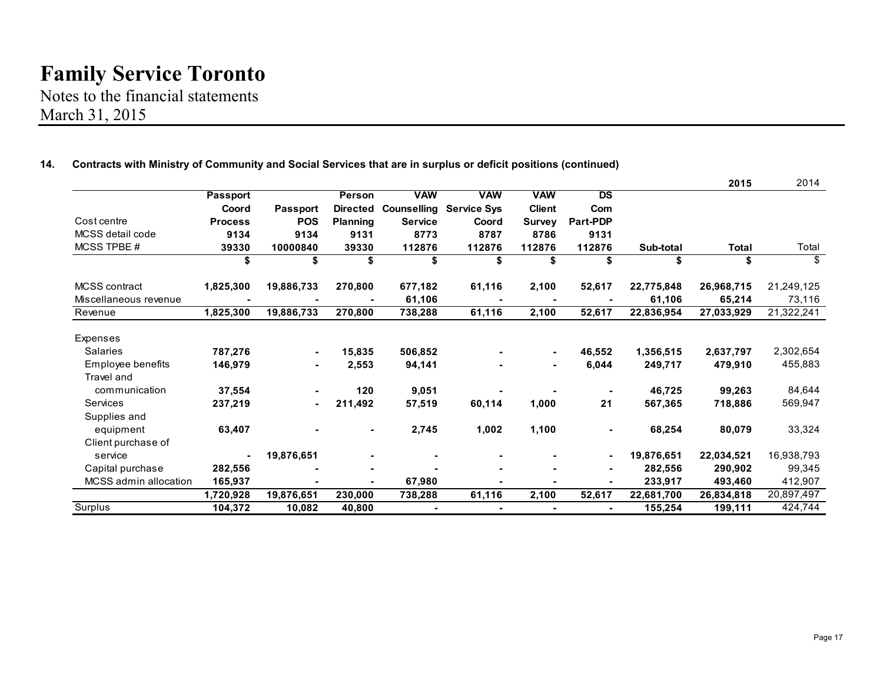# Family Service Toronto

Notes to the financial statements
March 31, 2015

**14. Contracts with Ministry of Community and Social Services that are in surplus or deficit positions (continued)**

| Cost centre | Passport Coord Process | Passport POS | Person Directed Planning | VAW Counselling Service | VAW Service Sys Coord | VAW Client Survey | DS Com Part-PDP | Sub-total | 2015 Total | 2014 Total |
|---|---|---|---|---|---|---|---|---|---|---|
| MCSS detail code | 9134 | 9134 | 9131 | 8773 | 8787 | 8786 | 9131 | | | |
| MCSS TPBE # | 39330 | 10000840 | 39330 | 112876 | 112876 | 112876 | 112876 | | | |
| | $ | $ | $ | $ | $ | $ | $ | $ | $ | $ |
| MCSS contract | 1,825,300 | 19,886,733 | 270,800 | 677,182 | 61,116 | 2,100 | 52,617 | 22,775,848 | 26,968,715 | 21,249,125 |
| Miscellaneous revenue | - | - | - | 61,106 | - | - | - | 61,106 | 65,214 | 73,116 |
| Revenue | 1,825,300 | 19,886,733 | 270,800 | 738,288 | 61,116 | 2,100 | 52,617 | 22,836,954 | 27,033,929 | 21,322,241 |
| Expenses | | | | | | | | | | |
| Salaries | 787,276 | - | 15,835 | 506,852 | - | - | 46,552 | 1,356,515 | 2,637,797 | 2,302,654 |
| Employee benefits | 146,979 | - | 2,553 | 94,141 | - | - | 6,044 | 249,717 | 479,910 | 455,883 |
| Travel and communication | 37,554 | - | 120 | 9,051 | - | - | - | 46,725 | 99,263 | 84,644 |
| Services | 237,219 | - | 211,492 | 57,519 | 60,114 | 1,000 | 21 | 567,365 | 718,886 | 569,947 |
| Supplies and equipment | 63,407 | - | - | 2,745 | 1,002 | 1,100 | - | 68,254 | 80,079 | 33,324 |
| Client purchase of service | - | 19,876,651 | - | - | - | - | - | 19,876,651 | 22,034,521 | 16,938,793 |
| Capital purchase | 282,556 | - | - | - | - | - | - | 282,556 | 290,902 | 99,345 |
| MCSS admin allocation | 165,937 | - | - | 67,980 | - | - | - | 233,917 | 493,460 | 412,907 |
| | 1,720,928 | 19,876,651 | 230,000 | 738,288 | 61,116 | 2,100 | 52,617 | 22,681,700 | 26,834,818 | 20,897,497 |
| Surplus | 104,372 | 10,082 | 40,800 | - | - | - | - | 155,254 | 199,111 | 424,744 |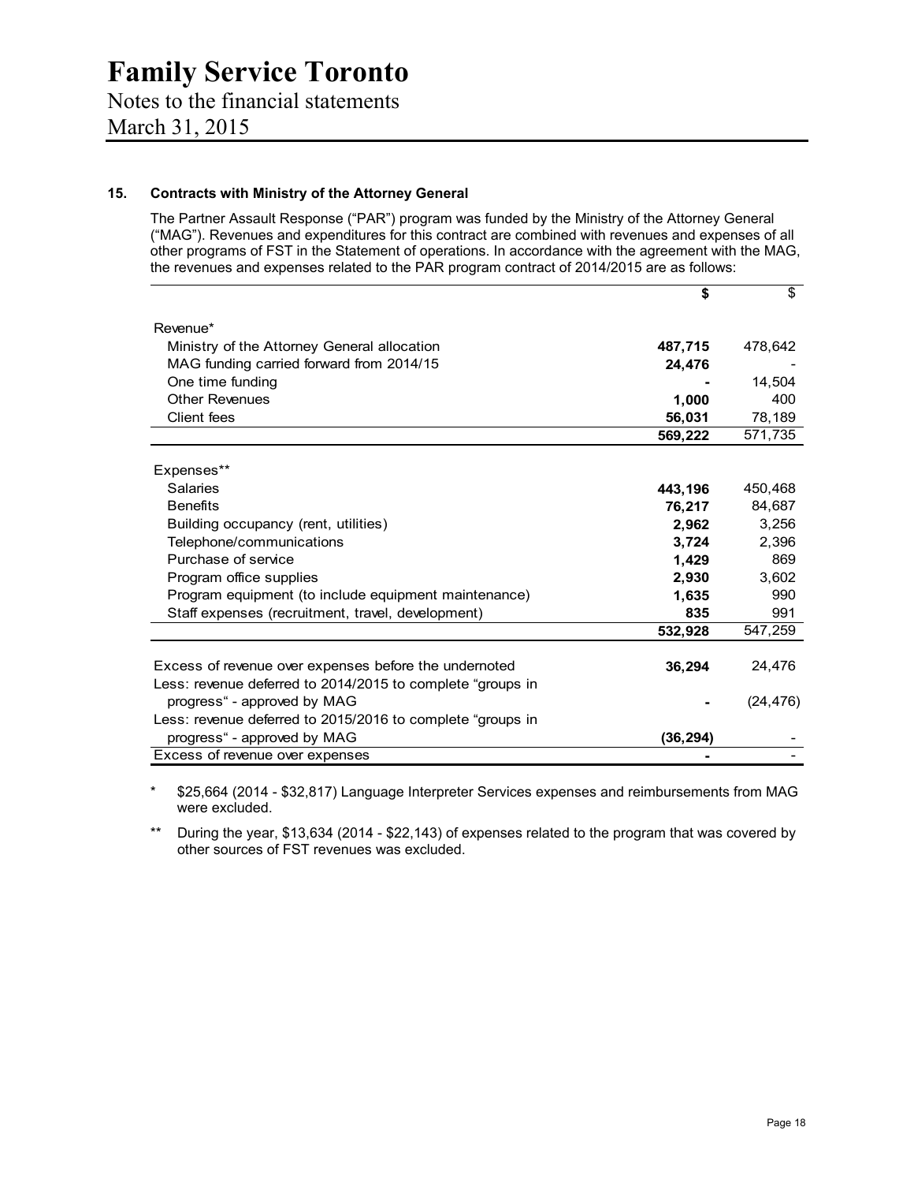# Family Service Toronto

Notes to the financial statements

March 31, 2015

## 15. Contracts with Ministry of the Attorney General

The Partner Assault Response ("PAR") program was funded by the Ministry of the Attorney General ("MAG"). Revenues and expenditures for this contract are combined with revenues and expenses of all other programs of FST in the Statement of operations. In accordance with the agreement with the MAG, the revenues and expenses related to the PAR program contract of 2014/2015 are as follows:

| | **$** | $ |
|---|---|---|
| Revenue* | | |
| Ministry of the Attorney General allocation | **487,715** | 478,642 |
| MAG funding carried forward from 2014/15 | **24,476** | - |
| One time funding | **-** | 14,504 |
| Other Revenues | **1,000** | 400 |
| Client fees | **56,031** | 78,189 |
| | **569,222** | 571,735 |
| Expenses** | | |
| Salaries | **443,196** | 450,468 |
| Benefits | **76,217** | 84,687 |
| Building occupancy (rent, utilities) | **2,962** | 3,256 |
| Telephone/communications | **3,724** | 2,396 |
| Purchase of service | **1,429** | 869 |
| Program office supplies | **2,930** | 3,602 |
| Program equipment (to include equipment maintenance) | **1,635** | 990 |
| Staff expenses (recruitment, travel, development) | **835** | 991 |
| | **532,928** | 547,259 |
| Excess of revenue over expenses before the undernoted | **36,294** | 24,476 |
| Less: revenue deferred to 2014/2015 to complete "groups in progress" - approved by MAG | **-** | (24,476) |
| Less: revenue deferred to 2015/2016 to complete "groups in progress" - approved by MAG | **(36,294)** | - |
| Excess of revenue over expenses | **-** | - |

\* $25,664 (2014 - $32,817) Language Interpreter Services expenses and reimbursements from MAG were excluded.

\*\* During the year, $13,634 (2014 - $22,143) of expenses related to the program that was covered by other sources of FST revenues was excluded.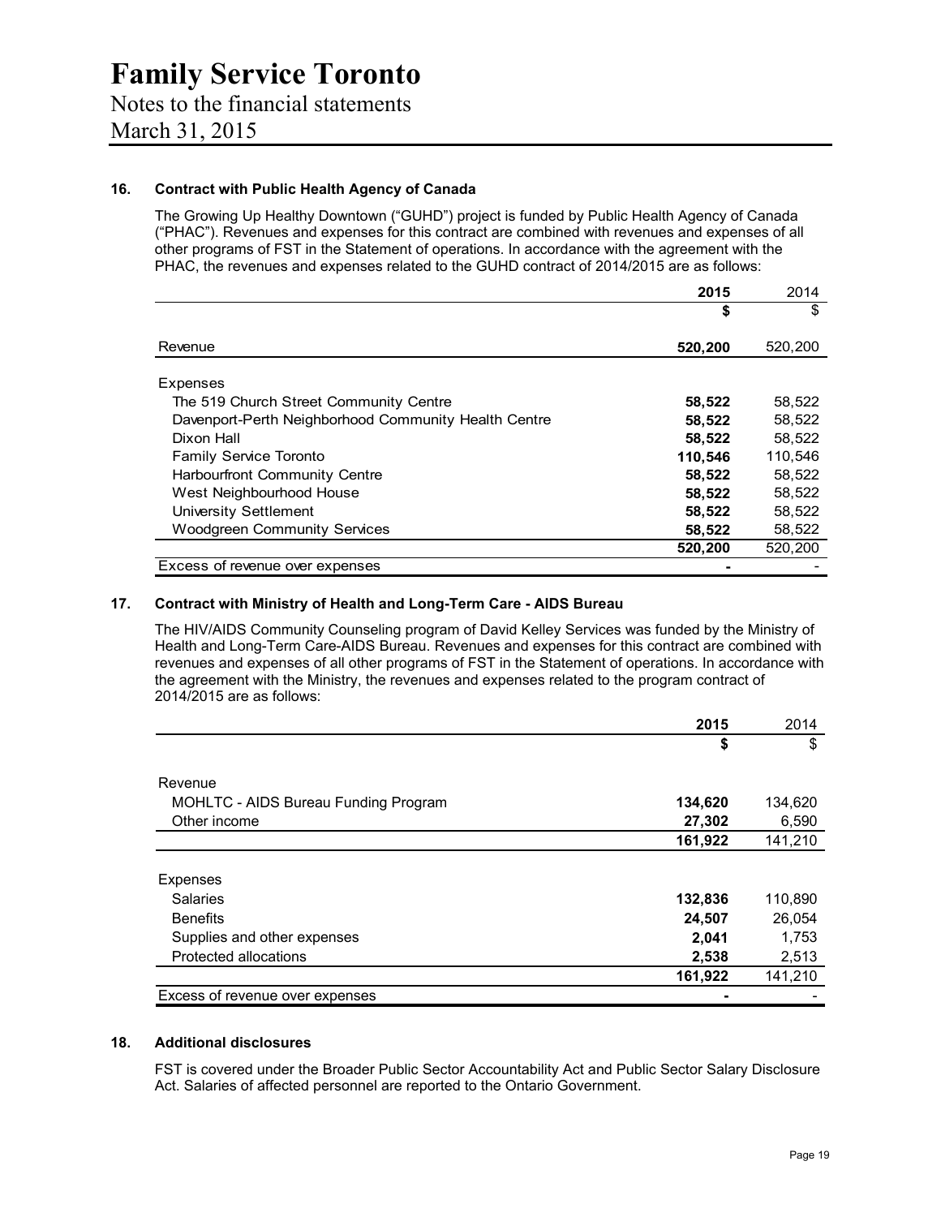# Family Service Toronto

Notes to the financial statements
March 31, 2015

### 16. Contract with Public Health Agency of Canada

The Growing Up Healthy Downtown ("GUHD") project is funded by Public Health Agency of Canada ("PHAC"). Revenues and expenses for this contract are combined with revenues and expenses of all other programs of FST in the Statement of operations. In accordance with the agreement with the PHAC, the revenues and expenses related to the GUHD contract of 2014/2015 are as follows:

| | 2015 | 2014 |
|---|---|---|
| | $ | $ |
| Revenue | **520,200** | 520,200 |
| Expenses | | |
| The 519 Church Street Community Centre | **58,522** | 58,522 |
| Davenport-Perth Neighborhood Community Health Centre | **58,522** | 58,522 |
| Dixon Hall | **58,522** | 58,522 |
| Family Service Toronto | **110,546** | 110,546 |
| Harbourfront Community Centre | **58,522** | 58,522 |
| West Neighbourhood House | **58,522** | 58,522 |
| University Settlement | **58,522** | 58,522 |
| Woodgreen Community Services | **58,522** | 58,522 |
| | **520,200** | 520,200 |
| Excess of revenue over expenses | **-** | - |

### 17. Contract with Ministry of Health and Long-Term Care - AIDS Bureau

The HIV/AIDS Community Counseling program of David Kelley Services was funded by the Ministry of Health and Long-Term Care-AIDS Bureau. Revenues and expenses for this contract are combined with revenues and expenses of all other programs of FST in the Statement of operations. In accordance with the agreement with the Ministry, the revenues and expenses related to the program contract of 2014/2015 are as follows:

| | 2015 | 2014 |
|---|---|---|
| | $ | $ |
| Revenue | | |
| MOHLTC - AIDS Bureau Funding Program | **134,620** | 134,620 |
| Other income | **27,302** | 6,590 |
| | **161,922** | 141,210 |
| Expenses | | |
| Salaries | **132,836** | 110,890 |
| Benefits | **24,507** | 26,054 |
| Supplies and other expenses | **2,041** | 1,753 |
| Protected allocations | **2,538** | 2,513 |
| | **161,922** | 141,210 |
| Excess of revenue over expenses | **-** | - |

### 18. Additional disclosures

FST is covered under the Broader Public Sector Accountability Act and Public Sector Salary Disclosure Act. Salaries of affected personnel are reported to the Ontario Government.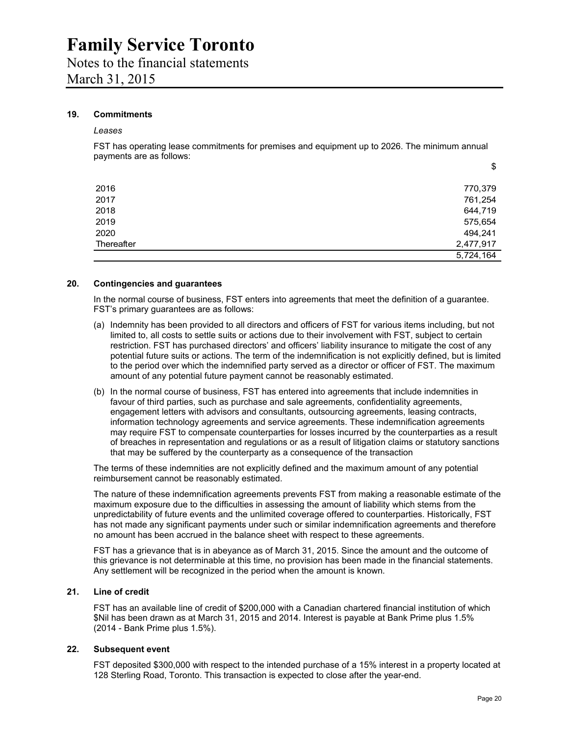# Family Service Toronto

Notes to the financial statements

March 31, 2015

## 19. Commitments

*Leases*

FST has operating lease commitments for premises and equipment up to 2026. The minimum annual payments are as follows:

| | $ |
|---|---|
| 2016 | 770,379 |
| 2017 | 761,254 |
| 2018 | 644,719 |
| 2019 | 575,654 |
| 2020 | 494,241 |
| Thereafter | 2,477,917 |
| | 5,724,164 |

## 20. Contingencies and guarantees

In the normal course of business, FST enters into agreements that meet the definition of a guarantee. FST's primary guarantees are as follows:

(a) Indemnity has been provided to all directors and officers of FST for various items including, but not limited to, all costs to settle suits or actions due to their involvement with FST, subject to certain restriction. FST has purchased directors' and officers' liability insurance to mitigate the cost of any potential future suits or actions. The term of the indemnification is not explicitly defined, but is limited to the period over which the indemnified party served as a director or officer of FST. The maximum amount of any potential future payment cannot be reasonably estimated.

(b) In the normal course of business, FST has entered into agreements that include indemnities in favour of third parties, such as purchase and sale agreements, confidentiality agreements, engagement letters with advisors and consultants, outsourcing agreements, leasing contracts, information technology agreements and service agreements. These indemnification agreements may require FST to compensate counterparties for losses incurred by the counterparties as a result of breaches in representation and regulations or as a result of litigation claims or statutory sanctions that may be suffered by the counterparty as a consequence of the transaction

The terms of these indemnities are not explicitly defined and the maximum amount of any potential reimbursement cannot be reasonably estimated.

The nature of these indemnification agreements prevents FST from making a reasonable estimate of the maximum exposure due to the difficulties in assessing the amount of liability which stems from the unpredictability of future events and the unlimited coverage offered to counterparties. Historically, FST has not made any significant payments under such or similar indemnification agreements and therefore no amount has been accrued in the balance sheet with respect to these agreements.

FST has a grievance that is in abeyance as of March 31, 2015. Since the amount and the outcome of this grievance is not determinable at this time, no provision has been made in the financial statements. Any settlement will be recognized in the period when the amount is known.

## 21. Line of credit

FST has an available line of credit of $200,000 with a Canadian chartered financial institution of which $Nil has been drawn as at March 31, 2015 and 2014. Interest is payable at Bank Prime plus 1.5% (2014 - Bank Prime plus 1.5%).

## 22. Subsequent event

FST deposited $300,000 with respect to the intended purchase of a 15% interest in a property located at 128 Sterling Road, Toronto. This transaction is expected to close after the year-end.